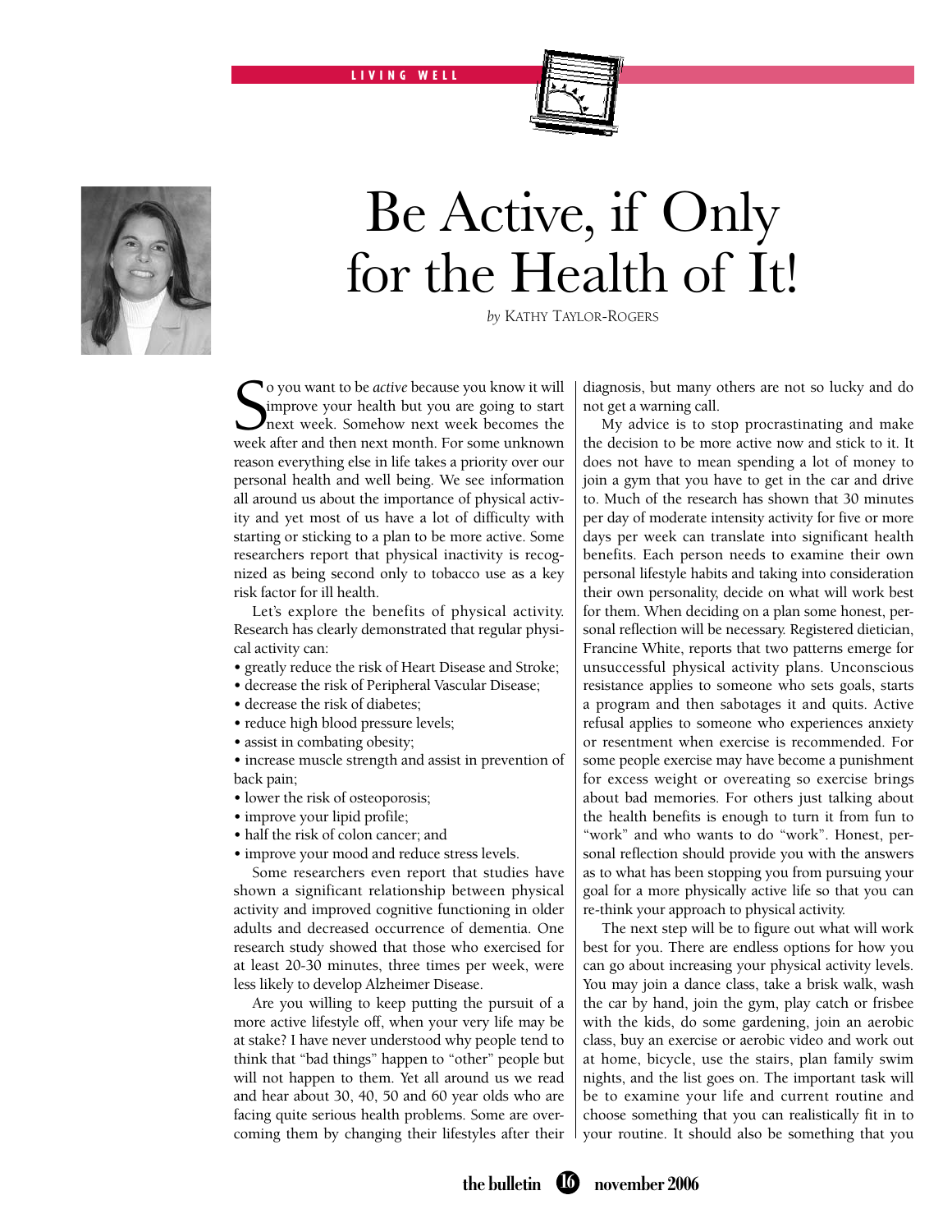LIVING WELL

# Be Active, if Only for the Health of It!

*by* KATHY TAYLOR-ROGERS

So you want to be *active* because you know it will improve your health but you are going to start next week. Somehow next week becomes the week after and then next month. For some unknown reason everything else in life takes a priority over our personal health and well being. We see information all around us about the importance of physical activity and yet most of us have a lot of difficulty with starting or sticking to a plan to be more active. Some researchers report that physical inactivity is recognized as being second only to tobacco use as a key risk factor for ill health.

Let's explore the benefits of physical activity. Research has clearly demonstrated that regular physical activity can:

- greatly reduce the risk of Heart Disease and Stroke;
- decrease the risk of Peripheral Vascular Disease;
- decrease the risk of diabetes;
- reduce high blood pressure levels;
- assist in combating obesity;
- increase muscle strength and assist in prevention of back pain;
- lower the risk of osteoporosis;
- improve your lipid profile;
- half the risk of colon cancer; and
- improve your mood and reduce stress levels.

Some researchers even report that studies have shown a significant relationship between physical activity and improved cognitive functioning in older adults and decreased occurrence of dementia. One research study showed that those who exercised for at least 20-30 minutes, three times per week, were less likely to develop Alzheimer Disease.

Are you willing to keep putting the pursuit of a more active lifestyle off, when your very life may be at stake? I have never understood why people tend to think that "bad things" happen to "other" people but will not happen to them. Yet all around us we read and hear about 30, 40, 50 and 60 year olds who are facing quite serious health problems. Some are overcoming them by changing their lifestyles after their diagnosis, but many others are not so lucky and do not get a warning call.

My advice is to stop procrastinating and make the decision to be more active now and stick to it. It does not have to mean spending a lot of money to join a gym that you have to get in the car and drive to. Much of the research has shown that 30 minutes per day of moderate intensity activity for five or more days per week can translate into significant health benefits. Each person needs to examine their own personal lifestyle habits and taking into consideration their own personality, decide on what will work best for them. When deciding on a plan some honest, personal reflection will be necessary. Registered dietician, Francine White, reports that two patterns emerge for unsuccessful physical activity plans. Unconscious resistance applies to someone who sets goals, starts a program and then sabotages it and quits. Active refusal applies to someone who experiences anxiety or resentment when exercise is recommended. For some people exercise may have become a punishment for excess weight or overeating so exercise brings about bad memories. For others just talking about the health benefits is enough to turn it from fun to "work" and who wants to do "work". Honest, personal reflection should provide you with the answers as to what has been stopping you from pursuing your goal for a more physically active life so that you can re-think your approach to physical activity.

The next step will be to figure out what will work best for you. There are endless options for how you can go about increasing your physical activity levels. You may join a dance class, take a brisk walk, wash the car by hand, join the gym, play catch or frisbee with the kids, do some gardening, join an aerobic class, buy an exercise or aerobic video and work out at home, bicycle, use the stairs, plan family swim nights, and the list goes on. The important task will be to examine your life and current routine and choose something that you can realistically fit in to your routine. It should also be something that you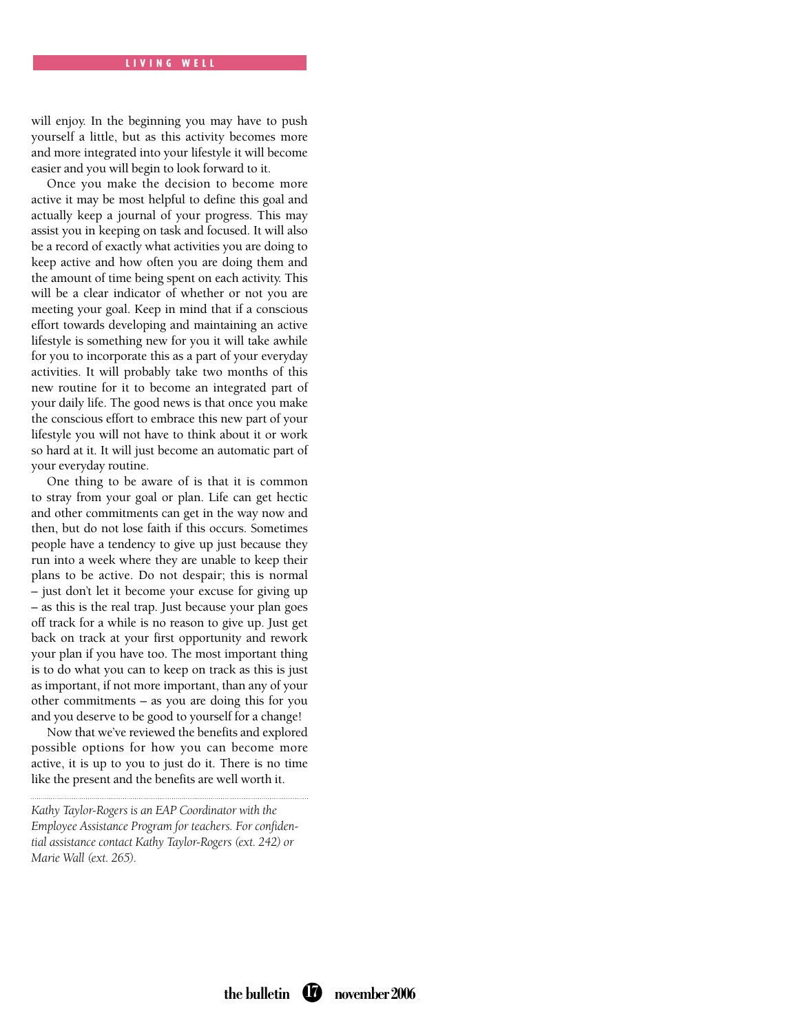will enjoy. In the beginning you may have to push yourself a little, but as this activity becomes more and more integrated into your lifestyle it will become easier and you will begin to look forward to it.

Once you make the decision to become more active it may be most helpful to define this goal and actually keep a journal of your progress. This may assist you in keeping on task and focused. It will also be a record of exactly what activities you are doing to keep active and how often you are doing them and the amount of time being spent on each activity. This will be a clear indicator of whether or not you are meeting your goal. Keep in mind that if a conscious effort towards developing and maintaining an active lifestyle is something new for you it will take awhile for you to incorporate this as a part of your everyday activities. It will probably take two months of this new routine for it to become an integrated part of your daily life. The good news is that once you make the conscious effort to embrace this new part of your lifestyle you will not have to think about it or work so hard at it. It will just become an automatic part of your everyday routine.

One thing to be aware of is that it is common to stray from your goal or plan. Life can get hectic and other commitments can get in the way now and then, but do not lose faith if this occurs. Sometimes people have a tendency to give up just because they run into a week where they are unable to keep their plans to be active. Do not despair; this is normal – just don't let it become your excuse for giving up – as this is the real trap. Just because your plan goes off track for a while is no reason to give up. Just get back on track at your first opportunity and rework your plan if you have too. The most important thing is to do what you can to keep on track as this is just as important, if not more important, than any of your other commitments – as you are doing this for you and you deserve to be good to yourself for a change!

Now that we've reviewed the benefits and explored possible options for how you can become more active, it is up to you to just do it. There is no time like the present and the benefits are well worth it.

---

*Kathy Taylor-Rogers is an EAP Coordinator with the Employee Assistance Program for teachers. For confidential assistance contact Kathy Taylor-Rogers (ext. 242) or Marie Wall (ext. 265).*